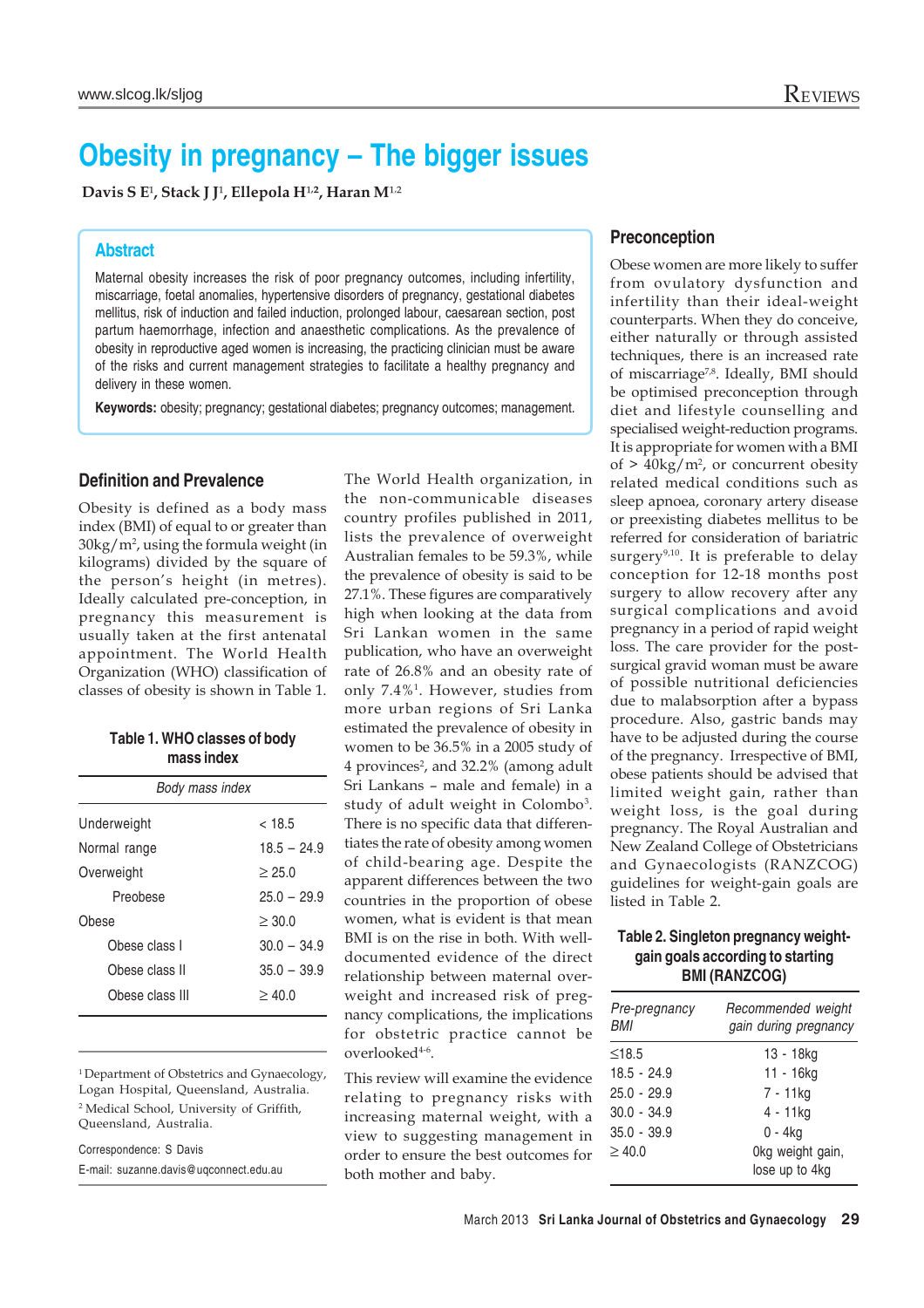# Obesity in pregnancy – The bigger issues

**Davis S E[1], Stack J J[1], Ellepola H[1,2], Haran M[1,2]**

## Abstract

Maternal obesity increases the risk of poor pregnancy outcomes, including infertility, miscarriage, foetal anomalies, hypertensive disorders of pregnancy, gestational diabetes mellitus, risk of induction and failed induction, prolonged labour, caesarean section, post partum haemorrhage, infection and anaesthetic complications. As the prevalence of obesity in reproductive aged women is increasing, the practicing clinician must be aware of the risks and current management strategies to facilitate a healthy pregnancy and delivery in these women.

**Keywords:** obesity; pregnancy; gestational diabetes; pregnancy outcomes; management.

## Definition and Prevalence

Obesity is defined as a body mass index (BMI) of equal to or greater than 30kg/m², using the formula weight (in kilograms) divided by the square of the person's height (in metres). Ideally calculated pre-conception, in pregnancy this measurement is usually taken at the first antenatal appointment. The World Health Organization (WHO) classification of classes of obesity is shown in Table 1.

**Table 1. WHO classes of body mass index**

| | *Body mass index* |
|---|---|
| Underweight | < 18.5 |
| Normal range | 18.5 – 24.9 |
| Overweight | ≥ 25.0 |
| Preobese | 25.0 – 29.9 |
| Obese | ≥ 30.0 |
| Obese class I | 30.0 – 34.9 |
| Obese class II | 35.0 – 39.9 |
| Obese class III | ≥ 40.0 |

The World Health organization, in the non-communicable diseases country profiles published in 2011, lists the prevalence of overweight Australian females to be 59.3%, while the prevalence of obesity is said to be 27.1%. These figures are comparatively high when looking at the data from Sri Lankan women in the same publication, who have an overweight rate of 26.8% and an obesity rate of only 7.4%[1]. However, studies from more urban regions of Sri Lanka estimated the prevalence of obesity in women to be 36.5% in a 2005 study of 4 provinces[2], and 32.2% (among adult Sri Lankans – male and female) in a study of adult weight in Colombo[3]. There is no specific data that differentiates the rate of obesity among women of child-bearing age. Despite the apparent differences between the two countries in the proportion of obese women, what is evident is that mean BMI is on the rise in both. With well-documented evidence of the direct relationship between maternal overweight and increased risk of pregnancy complications, the implications for obstetric practice cannot be overlooked[4-6].

This review will examine the evidence relating to pregnancy risks with increasing maternal weight, with a view to suggesting management in order to ensure the best outcomes for both mother and baby.

## Preconception

Obese women are more likely to suffer from ovulatory dysfunction and infertility than their ideal-weight counterparts. When they do conceive, either naturally or through assisted techniques, there is an increased rate of miscarriage[7,8]. Ideally, BMI should be optimised preconception through diet and lifestyle counselling and specialised weight-reduction programs. It is appropriate for women with a BMI of > 40kg/m², or concurrent obesity related medical conditions such as sleep apnoea, coronary artery disease or preexisting diabetes mellitus to be referred for consideration of bariatric surgery[9,10]. It is preferable to delay conception for 12-18 months post surgery to allow recovery after any surgical complications and avoid pregnancy in a period of rapid weight loss. The care provider for the post-surgical gravid woman must be aware of possible nutritional deficiencies due to malabsorption after a bypass procedure. Also, gastric bands may have to be adjusted during the course of the pregnancy. Irrespective of BMI, obese patients should be advised that limited weight gain, rather than weight loss, is the goal during pregnancy. The Royal Australian and New Zealand College of Obstetricians and Gynaecologists (RANZCOG) guidelines for weight-gain goals are listed in Table 2.

**Table 2. Singleton pregnancy weight-gain goals according to starting BMI (RANZCOG)**

| *Pre-pregnancy BMI* | *Recommended weight gain during pregnancy* |
|---|---|
| ≤18.5 | 13 - 18kg |
| 18.5 - 24.9 | 11 - 16kg |
| 25.0 - 29.9 | 7 - 11kg |
| 30.0 - 34.9 | 4 - 11kg |
| 35.0 - 39.9 | 0 - 4kg |
| ≥ 40.0 | 0kg weight gain, lose up to 4kg |

---

[1] Department of Obstetrics and Gynaecology, Logan Hospital, Queensland, Australia.

[2] Medical School, University of Griffith, Queensland, Australia.

Correspondence: S Davis
E-mail: suzanne.davis@uqconnect.edu.au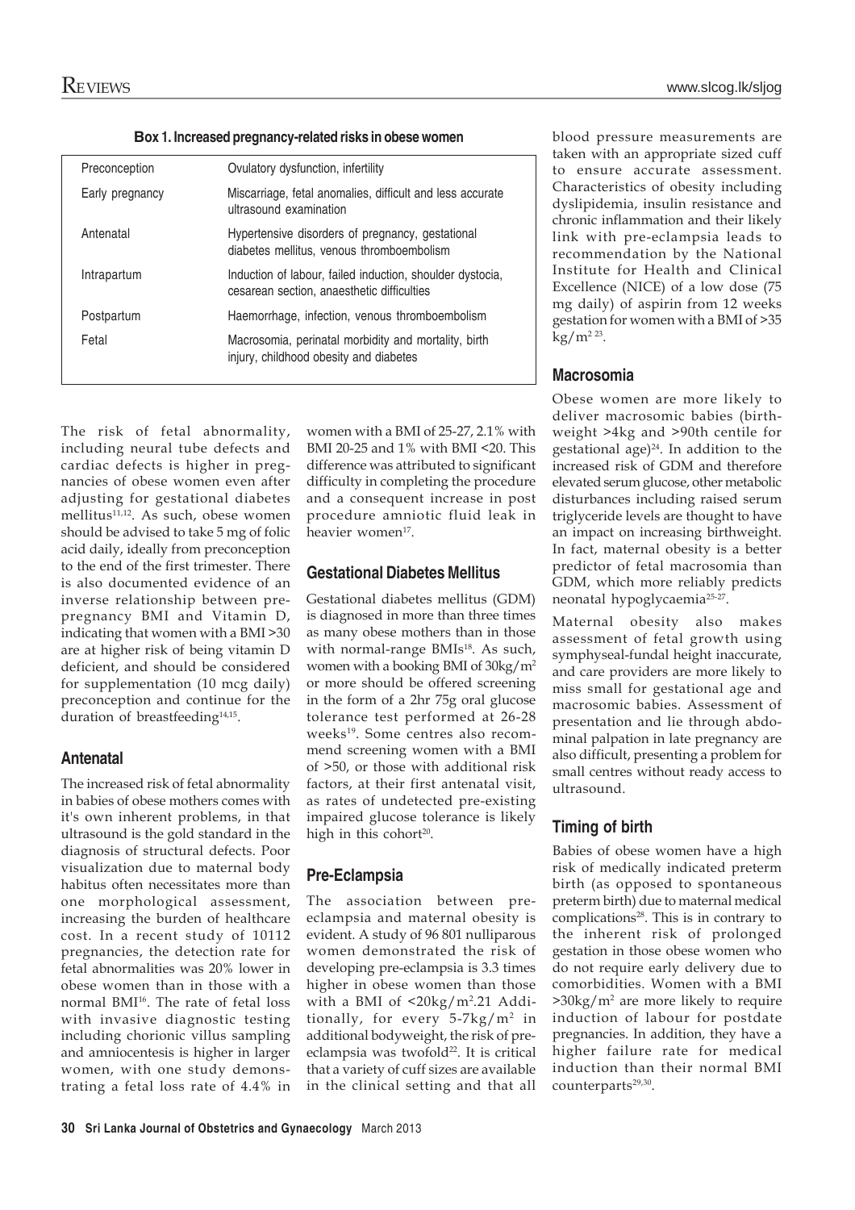**Box 1. Increased pregnancy-related risks in obese women**

| | |
|---|---|
| Preconception | Ovulatory dysfunction, infertility |
| Early pregnancy | Miscarriage, fetal anomalies, difficult and less accurate ultrasound examination |
| Antenatal | Hypertensive disorders of pregnancy, gestational diabetes mellitus, venous thromboembolism |
| Intrapartum | Induction of labour, failed induction, shoulder dystocia, cesarean section, anaesthetic difficulties |
| Postpartum | Haemorrhage, infection, venous thromboembolism |
| Fetal | Macrosomia, perinatal morbidity and mortality, birth injury, childhood obesity and diabetes |

The risk of fetal abnormality, including neural tube defects and cardiac defects is higher in pregnancies of obese women even after adjusting for gestational diabetes mellitus[11,12]. As such, obese women should be advised to take 5 mg of folic acid daily, ideally from preconception to the end of the first trimester. There is also documented evidence of an inverse relationship between pre-pregnancy BMI and Vitamin D, indicating that women with a BMI >30 are at higher risk of being vitamin D deficient, and should be considered for supplementation (10 mcg daily) preconception and continue for the duration of breastfeeding[14,15].

## Antenatal

The increased risk of fetal abnormality in babies of obese mothers comes with it's own inherent problems, in that ultrasound is the gold standard in the diagnosis of structural defects. Poor visualization due to maternal body habitus often necessitates more than one morphological assessment, increasing the burden of healthcare cost. In a recent study of 10112 pregnancies, the detection rate for fetal abnormalities was 20% lower in obese women than in those with a normal BMI[16]. The rate of fetal loss with invasive diagnostic testing including chorionic villus sampling and amniocentesis is higher in larger women, with one study demonstrating a fetal loss rate of 4.4% in women with a BMI of 25-27, 2.1% with BMI 20-25 and 1% with BMI <20. This difference was attributed to significant difficulty in completing the procedure and a consequent increase in post procedure amniotic fluid leak in heavier women[17].

## Gestational Diabetes Mellitus

Gestational diabetes mellitus (GDM) is diagnosed in more than three times as many obese mothers than in those with normal-range BMIs[18]. As such, women with a booking BMI of 30kg/m$^2$ or more should be offered screening in the form of a 2hr 75g oral glucose tolerance test performed at 26-28 weeks[19]. Some centres also recommend screening women with a BMI of >50, or those with additional risk factors, at their first antenatal visit, as rates of undetected pre-existing impaired glucose tolerance is likely high in this cohort[20].

## Pre-Eclampsia

The association between pre-eclampsia and maternal obesity is evident. A study of 96 801 nulliparous women demonstrated the risk of developing pre-eclampsia is 3.3 times higher in obese women than those with a BMI of <20kg/m$^2$.21 Additionally, for every 5-7kg/m$^2$ in additional bodyweight, the risk of pre-eclampsia was twofold[22]. It is critical that a variety of cuff sizes are available in the clinical setting and that all blood pressure measurements are taken with an appropriate sized cuff to ensure accurate assessment. Characteristics of obesity including dyslipidemia, insulin resistance and chronic inflammation and their likely link with pre-eclampsia leads to recommendation by the National Institute for Health and Clinical Excellence (NICE) of a low dose (75 mg daily) of aspirin from 12 weeks gestation for women with a BMI of >35 kg/m$^2$ [23].

## Macrosomia

Obese women are more likely to deliver macrosomic babies (birthweight >4kg and >90th centile for gestational age)[24]. In addition to the increased risk of GDM and therefore elevated serum glucose, other metabolic disturbances including raised serum triglyceride levels are thought to have an impact on increasing birthweight. In fact, maternal obesity is a better predictor of fetal macrosomia than GDM, which more reliably predicts neonatal hypoglycaemia[25-27].

Maternal obesity also makes assessment of fetal growth using symphyseal-fundal height inaccurate, and care providers are more likely to miss small for gestational age and macrosomic babies. Assessment of presentation and lie through abdominal palpation in late pregnancy are also difficult, presenting a problem for small centres without ready access to ultrasound.

## Timing of birth

Babies of obese women have a high risk of medically indicated preterm birth (as opposed to spontaneous preterm birth) due to maternal medical complications[28]. This is in contrary to the inherent risk of prolonged gestation in those obese women who do not require early delivery due to comorbidities. Women with a BMI >30kg/m$^2$ are more likely to require induction of labour for postdate pregnancies. In addition, they have a higher failure rate for medical induction than their normal BMI counterparts[29,30].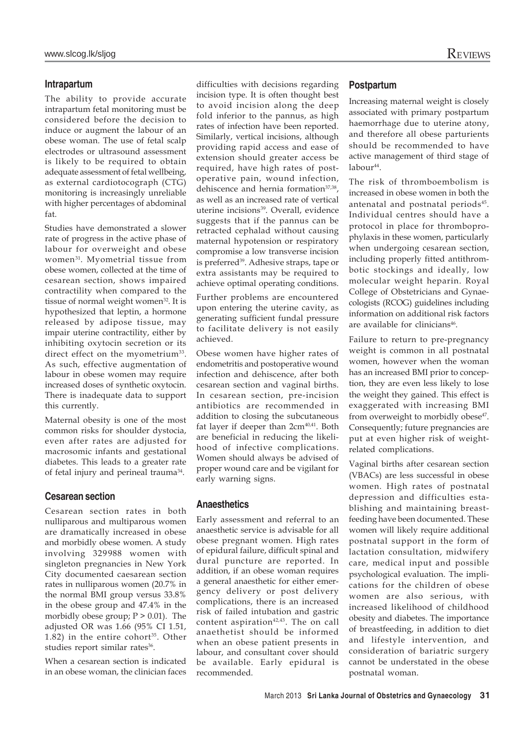## Intrapartum

The ability to provide accurate intrapartum fetal monitoring must be considered before the decision to induce or augment the labour of an obese woman. The use of fetal scalp electrodes or ultrasound assessment is likely to be required to obtain adequate assessment of fetal wellbeing, as external cardiotocograph (CTG) monitoring is increasingly unreliable with higher percentages of abdominal fat.

Studies have demonstrated a slower rate of progress in the active phase of labour for overweight and obese women[31]. Myometrial tissue from obese women, collected at the time of cesarean section, shows impaired contractility when compared to the tissue of normal weight women[32]. It is hypothesized that leptin, a hormone released by adipose tissue, may impair uterine contractility, either by inhibiting oxytocin secretion or its direct effect on the myometrium[33]. As such, effective augmentation of labour in obese women may require increased doses of synthetic oxytocin. There is inadequate data to support this currently.

Maternal obesity is one of the most common risks for shoulder dystocia, even after rates are adjusted for macrosomic infants and gestational diabetes. This leads to a greater rate of fetal injury and perineal trauma[34].

## Cesarean section

Cesarean section rates in both nulliparous and multiparous women are dramatically increased in obese and morbidly obese women. A study involving 329988 women with singleton pregnancies in New York City documented caesarean section rates in nulliparous women (20.7% in the normal BMI group versus 33.8% in the obese group and 47.4% in the morbidly obese group; $P > 0.01$). The adjusted OR was 1.66 (95% CI 1.51, 1.82) in the entire cohort[35]. Other studies report similar rates[36].

When a cesarean section is indicated in an obese woman, the clinician faces difficulties with decisions regarding incision type. It is often thought best to avoid incision along the deep fold inferior to the pannus, as high rates of infection have been reported. Similarly, vertical incisions, although providing rapid access and ease of extension should greater access be required, have high rates of post-operative pain, wound infection, dehiscence and hernia formation[37,38], as well as an increased rate of vertical uterine incisions[39]. Overall, evidence suggests that if the pannus can be retracted cephalad without causing maternal hypotension or respiratory compromise a low transverse incision is preferred[39]. Adhesive straps, tape or extra assistants may be required to achieve optimal operating conditions.

Further problems are encountered upon entering the uterine cavity, as generating sufficient fundal pressure to facilitate delivery is not easily achieved.

Obese women have higher rates of endometritis and postoperative wound infection and dehiscence, after both cesarean section and vaginal births. In cesarean section, pre-incision antibiotics are recommended in addition to closing the subcutaneous fat layer if deeper than 2cm[40,41]. Both are beneficial in reducing the likelihood of infective complications. Women should always be advised of proper wound care and be vigilant for early warning signs.

## Anaesthetics

Early assessment and referral to an anaesthetic service is advisable for all obese pregnant women. High rates of epidural failure, difficult spinal and dural puncture are reported. In addition, if an obese woman requires a general anaesthetic for either emergency delivery or post delivery complications, there is an increased risk of failed intubation and gastric content aspiration[42,43]. The on call anaethetist should be informed when an obese patient presents in labour, and consultant cover should be available. Early epidural is recommended.

## Postpartum

Increasing maternal weight is closely associated with primary postpartum haemorrhage due to uterine atony, and therefore all obese parturients should be recommended to have active management of third stage of labour[44].

The risk of thromboembolism is increased in obese women in both the antenatal and postnatal periods[45]. Individual centres should have a protocol in place for thromboprophylaxis in these women, particularly when undergoing cesarean section, including properly fitted antithrombotic stockings and ideally, low molecular weight heparin. Royal College of Obstetricians and Gynaecologists (RCOG) guidelines including information on additional risk factors are available for clinicians[46].

Failure to return to pre-pregnancy weight is common in all postnatal women, however when the woman has an increased BMI prior to conception, they are even less likely to lose the weight they gained. This effect is exaggerated with increasing BMI from overweight to morbidly obese[47]. Consequently; future pregnancies are put at even higher risk of weight-related complications.

Vaginal births after cesarean section (VBACs) are less successful in obese women. High rates of postnatal depression and difficulties establishing and maintaining breastfeeding have been documented. These women will likely require additional postnatal support in the form of lactation consultation, midwifery care, medical input and possible psychological evaluation. The implications for the children of obese women are also serious, with increased likelihood of childhood obesity and diabetes. The importance of breastfeeding, in addition to diet and lifestyle intervention, and consideration of bariatric surgery cannot be understated in the obese postnatal woman.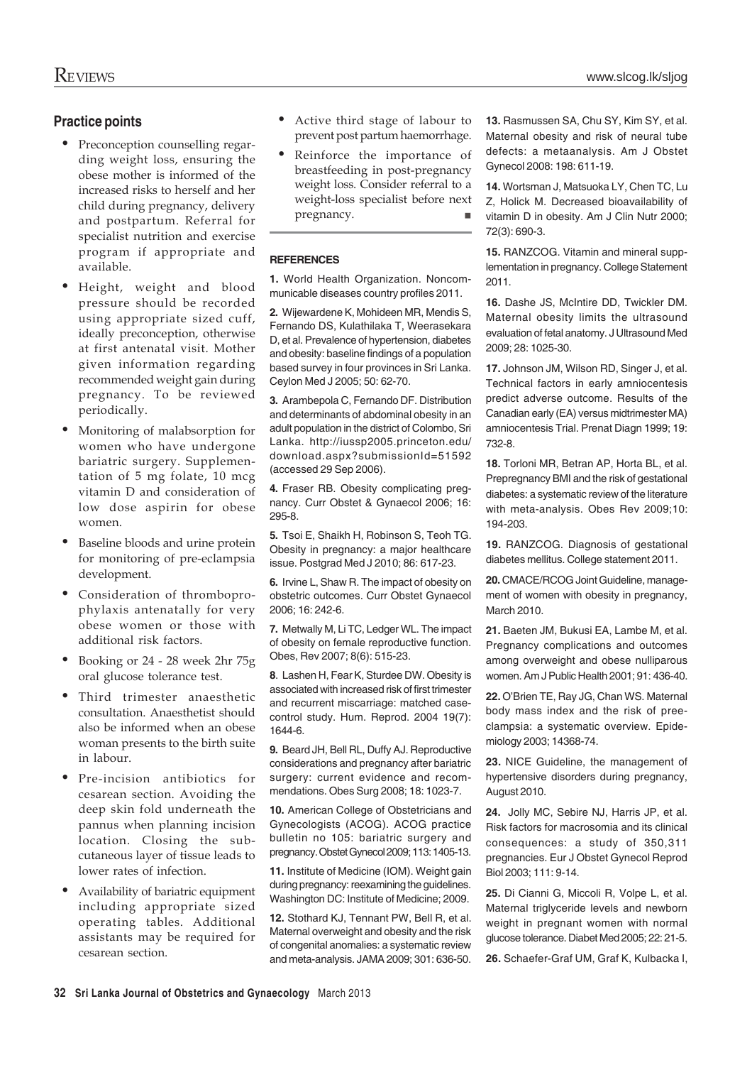## Practice points

- Preconception counselling regarding weight loss, ensuring the obese mother is informed of the increased risks to herself and her child during pregnancy, delivery and postpartum. Referral for specialist nutrition and exercise program if appropriate and available.
- Height, weight and blood pressure should be recorded using appropriate sized cuff, ideally preconception, otherwise at first antenatal visit. Mother given information regarding recommended weight gain during pregnancy. To be reviewed periodically.
- Monitoring of malabsorption for women who have undergone bariatric surgery. Supplementation of 5 mg folate, 10 mcg vitamin D and consideration of low dose aspirin for obese women.
- Baseline bloods and urine protein for monitoring of pre-eclampsia development.
- Consideration of thromboprophylaxis antenatally for very obese women or those with additional risk factors.
- Booking or 24 - 28 week 2hr 75g oral glucose tolerance test.
- Third trimester anaesthetic consultation. Anaesthetist should also be informed when an obese woman presents to the birth suite in labour.
- Pre-incision antibiotics for cesarean section. Avoiding the deep skin fold underneath the pannus when planning incision location. Closing the subcutaneous layer of tissue leads to lower rates of infection.
- Availability of bariatric equipment including appropriate sized operating tables. Additional assistants may be required for cesarean section.
- Active third stage of labour to prevent post partum haemorrhage.
- Reinforce the importance of breastfeeding in post-pregnancy weight loss. Consider referral to a weight-loss specialist before next pregnancy. ■

### REFERENCES

**1.** World Health Organization. Noncommunicable diseases country profiles 2011.

**2.** Wijewardene K, Mohideen MR, Mendis S, Fernando DS, Kulathilaka T, Weerasekara D, et al. Prevalence of hypertension, diabetes and obesity: baseline findings of a population based survey in four provinces in Sri Lanka. Ceylon Med J 2005; 50: 62-70.

**3.** Arambepola C, Fernando DF. Distribution and determinants of abdominal obesity in an adult population in the district of Colombo, Sri Lanka. http://iussp2005.princeton.edu/download.aspx?submissionId=51592 (accessed 29 Sep 2006).

**4.** Fraser RB. Obesity complicating pregnancy. Curr Obstet & Gynaecol 2006; 16: 295-8.

**5.** Tsoi E, Shaikh H, Robinson S, Teoh TG. Obesity in pregnancy: a major healthcare issue. Postgrad Med J 2010; 86: 617-23.

**6.** Irvine L, Shaw R. The impact of obesity on obstetric outcomes. Curr Obstet Gynaecol 2006; 16: 242-6.

**7.** Metwally M, Li TC, Ledger WL. The impact of obesity on female reproductive function. Obes, Rev 2007; 8(6): 515-23.

**8**. Lashen H, Fear K, Sturdee DW. Obesity is associated with increased risk of first trimester and recurrent miscarriage: matched case-control study. Hum. Reprod. 2004 19(7): 1644-6.

**9.** Beard JH, Bell RL, Duffy AJ. Reproductive considerations and pregnancy after bariatric surgery: current evidence and recommendations. Obes Surg 2008; 18: 1023-7.

**10.** American College of Obstetricians and Gynecologists (ACOG). ACOG practice bulletin no 105: bariatric surgery and pregnancy. Obstet Gynecol 2009; 113: 1405-13.

**11.** Institute of Medicine (IOM). Weight gain during pregnancy: reexamining the guidelines. Washington DC: Institute of Medicine; 2009.

**12.** Stothard KJ, Tennant PW, Bell R, et al. Maternal overweight and obesity and the risk of congenital anomalies: a systematic review and meta-analysis. JAMA 2009; 301: 636-50.

**13.** Rasmussen SA, Chu SY, Kim SY, et al. Maternal obesity and risk of neural tube defects: a metaanalysis. Am J Obstet Gynecol 2008: 198: 611-19.

**14.** Wortsman J, Matsuoka LY, Chen TC, Lu Z, Holick M. Decreased bioavailability of vitamin D in obesity. Am J Clin Nutr 2000; 72(3): 690-3.

**15.** RANZCOG. Vitamin and mineral supplementation in pregnancy. College Statement 2011.

**16.** Dashe JS, McIntire DD, Twickler DM. Maternal obesity limits the ultrasound evaluation of fetal anatomy. J Ultrasound Med 2009; 28: 1025-30.

**17.** Johnson JM, Wilson RD, Singer J, et al. Technical factors in early amniocentesis predict adverse outcome. Results of the Canadian early (EA) versus midtrimester MA) amniocentesis Trial. Prenat Diagn 1999; 19: 732-8.

**18.** Torloni MR, Betran AP, Horta BL, et al. Prepregnancy BMI and the risk of gestational diabetes: a systematic review of the literature with meta-analysis. Obes Rev 2009;10: 194-203.

**19.** RANZCOG. Diagnosis of gestational diabetes mellitus. College statement 2011.

**20.** CMACE/RCOG Joint Guideline, management of women with obesity in pregnancy, March 2010.

**21.** Baeten JM, Bukusi EA, Lambe M, et al. Pregnancy complications and outcomes among overweight and obese nulliparous women. Am J Public Health 2001; 91: 436-40.

**22.** O'Brien TE, Ray JG, Chan WS. Maternal body mass index and the risk of preeclampsia: a systematic overview. Epidemiology 2003; 14368-74.

**23.** NICE Guideline, the management of hypertensive disorders during pregnancy, August 2010.

**24.** Jolly MC, Sebire NJ, Harris JP, et al. Risk factors for macrosomia and its clinical consequences: a study of 350,311 pregnancies. Eur J Obstet Gynecol Reprod Biol 2003; 111: 9-14.

**25.** Di Cianni G, Miccoli R, Volpe L, et al. Maternal triglyceride levels and newborn weight in pregnant women with normal glucose tolerance. Diabet Med 2005; 22: 21-5.

**26.** Schaefer-Graf UM, Graf K, Kulbacka I,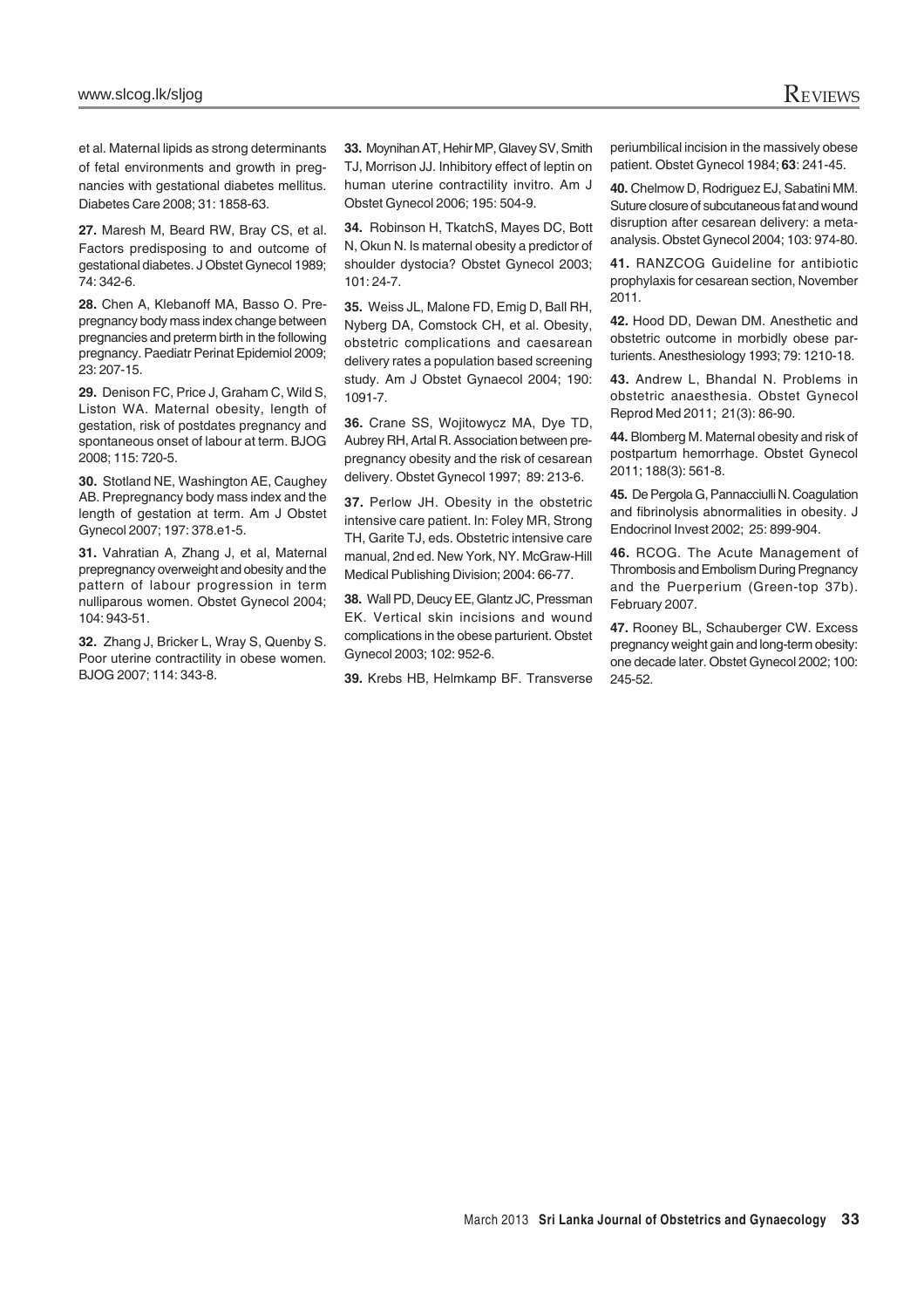et al. Maternal lipids as strong determinants of fetal environments and growth in pregnancies with gestational diabetes mellitus. Diabetes Care 2008; 31: 1858-63.

**27.** Maresh M, Beard RW, Bray CS, et al. Factors predisposing to and outcome of gestational diabetes. J Obstet Gynecol 1989; 74: 342-6.

**28.** Chen A, Klebanoff MA, Basso O. Pre-pregnancy body mass index change between pregnancies and preterm birth in the following pregnancy. Paediatr Perinat Epidemiol 2009; 23: 207-15.

**29.** Denison FC, Price J, Graham C, Wild S, Liston WA. Maternal obesity, length of gestation, risk of postdates pregnancy and spontaneous onset of labour at term. BJOG 2008; 115: 720-5.

**30.** Stotland NE, Washington AE, Caughey AB. Prepregnancy body mass index and the length of gestation at term. Am J Obstet Gynecol 2007; 197: 378.e1-5.

**31.** Vahratian A, Zhang J, et al, Maternal prepregnancy overweight and obesity and the pattern of labour progression in term nulliparous women. Obstet Gynecol 2004; 104: 943-51.

**32.** Zhang J, Bricker L, Wray S, Quenby S. Poor uterine contractility in obese women. BJOG 2007; 114: 343-8.

**33.** Moynihan AT, Hehir MP, Glavey SV, Smith TJ, Morrison JJ. Inhibitory effect of leptin on human uterine contractility invitro. Am J Obstet Gynecol 2006; 195: 504-9.

**34.** Robinson H, TkatchS, Mayes DC, Bott N, Okun N. Is maternal obesity a predictor of shoulder dystocia? Obstet Gynecol 2003; 101: 24-7.

**35.** Weiss JL, Malone FD, Emig D, Ball RH, Nyberg DA, Comstock CH, et al. Obesity, obstetric complications and caesarean delivery rates a population based screening study. Am J Obstet Gynaecol 2004; 190: 1091-7.

**36.** Crane SS, Wojitowycz MA, Dye TD, Aubrey RH, Artal R. Association between pre-pregnancy obesity and the risk of cesarean delivery. Obstet Gynecol 1997; 89: 213-6.

**37.** Perlow JH. Obesity in the obstetric intensive care patient. In: Foley MR, Strong TH, Garite TJ, eds. Obstetric intensive care manual, 2nd ed. New York, NY. McGraw-Hill Medical Publishing Division; 2004: 66-77.

**38.** Wall PD, Deucy EE, Glantz JC, Pressman EK. Vertical skin incisions and wound complications in the obese parturient. Obstet Gynecol 2003; 102: 952-6.

**39.** Krebs HB, Helmkamp BF. Transverse periumbilical incision in the massively obese patient. Obstet Gynecol 1984; **63**: 241-45.

**40.** Chelmow D, Rodriguez EJ, Sabatini MM. Suture closure of subcutaneous fat and wound disruption after cesarean delivery: a meta-analysis. Obstet Gynecol 2004; 103: 974-80.

**41.** RANZCOG Guideline for antibiotic prophylaxis for cesarean section, November 2011.

**42.** Hood DD, Dewan DM. Anesthetic and obstetric outcome in morbidly obese parturients. Anesthesiology 1993; 79: 1210-18.

**43.** Andrew L, Bhandal N. Problems in obstetric anaesthesia. Obstet Gynecol Reprod Med 2011; 21(3): 86-90.

**44.** Blomberg M. Maternal obesity and risk of postpartum hemorrhage. Obstet Gynecol 2011; 188(3): 561-8.

**45.** De Pergola G, Pannacciulli N. Coagulation and fibrinolysis abnormalities in obesity. J Endocrinol Invest 2002; 25: 899-904.

**46.** RCOG. The Acute Management of Thrombosis and Embolism During Pregnancy and the Puerperium (Green-top 37b). February 2007.

**47.** Rooney BL, Schauberger CW. Excess pregnancy weight gain and long-term obesity: one decade later. Obstet Gynecol 2002; 100: 245-52.